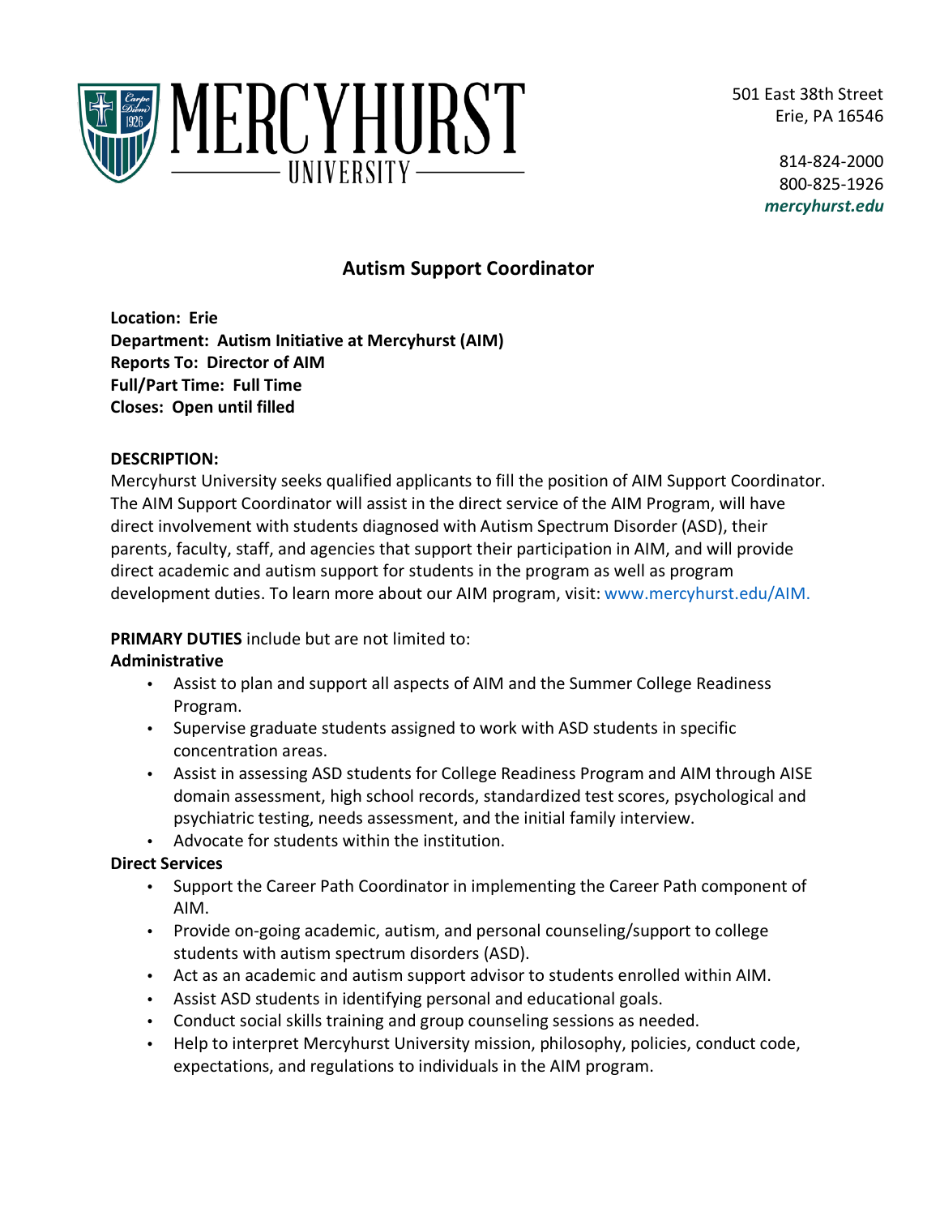MERCYHURST UNIVERSITY

501 East 38th Street
Erie, PA 16546

814-824-2000
800-825-1926
*mercyhurst.edu*

# Autism Support Coordinator

**Location: Erie**
**Department: Autism Initiative at Mercyhurst (AIM)**
**Reports To: Director of AIM**
**Full/Part Time: Full Time**
**Closes: Open until filled**

**DESCRIPTION:**
Mercyhurst University seeks qualified applicants to fill the position of AIM Support Coordinator. The AIM Support Coordinator will assist in the direct service of the AIM Program, will have direct involvement with students diagnosed with Autism Spectrum Disorder (ASD), their parents, faculty, staff, and agencies that support their participation in AIM, and will provide direct academic and autism support for students in the program as well as program development duties. To learn more about our AIM program, visit: www.mercyhurst.edu/AIM.

**PRIMARY DUTIES** include but are not limited to:

**Administrative**

- Assist to plan and support all aspects of AIM and the Summer College Readiness Program.
- Supervise graduate students assigned to work with ASD students in specific concentration areas.
- Assist in assessing ASD students for College Readiness Program and AIM through AISE domain assessment, high school records, standardized test scores, psychological and psychiatric testing, needs assessment, and the initial family interview.
- Advocate for students within the institution.

**Direct Services**

- Support the Career Path Coordinator in implementing the Career Path component of AIM.
- Provide on-going academic, autism, and personal counseling/support to college students with autism spectrum disorders (ASD).
- Act as an academic and autism support advisor to students enrolled within AIM.
- Assist ASD students in identifying personal and educational goals.
- Conduct social skills training and group counseling sessions as needed.
- Help to interpret Mercyhurst University mission, philosophy, policies, conduct code, expectations, and regulations to individuals in the AIM program.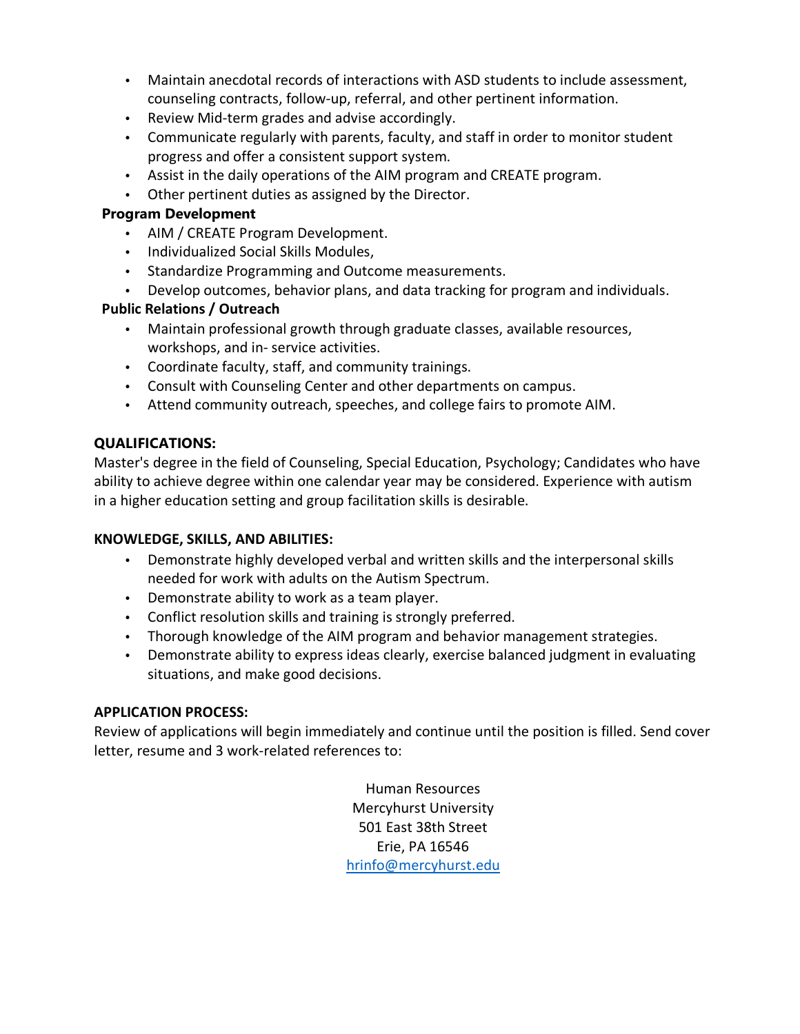- Maintain anecdotal records of interactions with ASD students to include assessment, counseling contracts, follow-up, referral, and other pertinent information.
- Review Mid-term grades and advise accordingly.
- Communicate regularly with parents, faculty, and staff in order to monitor student progress and offer a consistent support system.
- Assist in the daily operations of the AIM program and CREATE program.
- Other pertinent duties as assigned by the Director.

**Program Development**

- AIM / CREATE Program Development.
- Individualized Social Skills Modules,
- Standardize Programming and Outcome measurements.
- Develop outcomes, behavior plans, and data tracking for program and individuals.

**Public Relations / Outreach**

- Maintain professional growth through graduate classes, available resources, workshops, and in- service activities.
- Coordinate faculty, staff, and community trainings.
- Consult with Counseling Center and other departments on campus.
- Attend community outreach, speeches, and college fairs to promote AIM.

**QUALIFICATIONS:**

Master's degree in the field of Counseling, Special Education, Psychology; Candidates who have ability to achieve degree within one calendar year may be considered. Experience with autism in a higher education setting and group facilitation skills is desirable.

**KNOWLEDGE, SKILLS, AND ABILITIES:**

- Demonstrate highly developed verbal and written skills and the interpersonal skills needed for work with adults on the Autism Spectrum.
- Demonstrate ability to work as a team player.
- Conflict resolution skills and training is strongly preferred.
- Thorough knowledge of the AIM program and behavior management strategies.
- Demonstrate ability to express ideas clearly, exercise balanced judgment in evaluating situations, and make good decisions.

**APPLICATION PROCESS:**

Review of applications will begin immediately and continue until the position is filled. Send cover letter, resume and 3 work-related references to:

Human Resources
Mercyhurst University
501 East 38th Street
Erie, PA 16546
hrinfo@mercyhurst.edu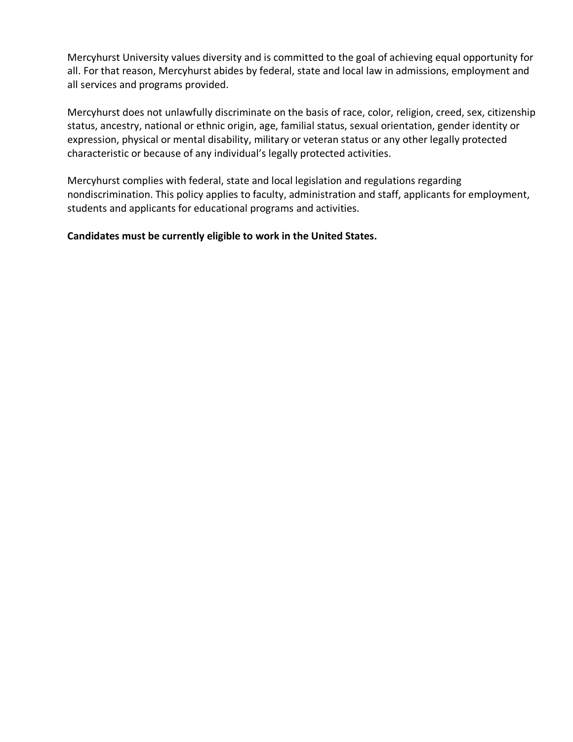Mercyhurst University values diversity and is committed to the goal of achieving equal opportunity for all. For that reason, Mercyhurst abides by federal, state and local law in admissions, employment and all services and programs provided.

Mercyhurst does not unlawfully discriminate on the basis of race, color, religion, creed, sex, citizenship status, ancestry, national or ethnic origin, age, familial status, sexual orientation, gender identity or expression, physical or mental disability, military or veteran status or any other legally protected characteristic or because of any individual's legally protected activities.

Mercyhurst complies with federal, state and local legislation and regulations regarding nondiscrimination. This policy applies to faculty, administration and staff, applicants for employment, students and applicants for educational programs and activities.

**Candidates must be currently eligible to work in the United States.**